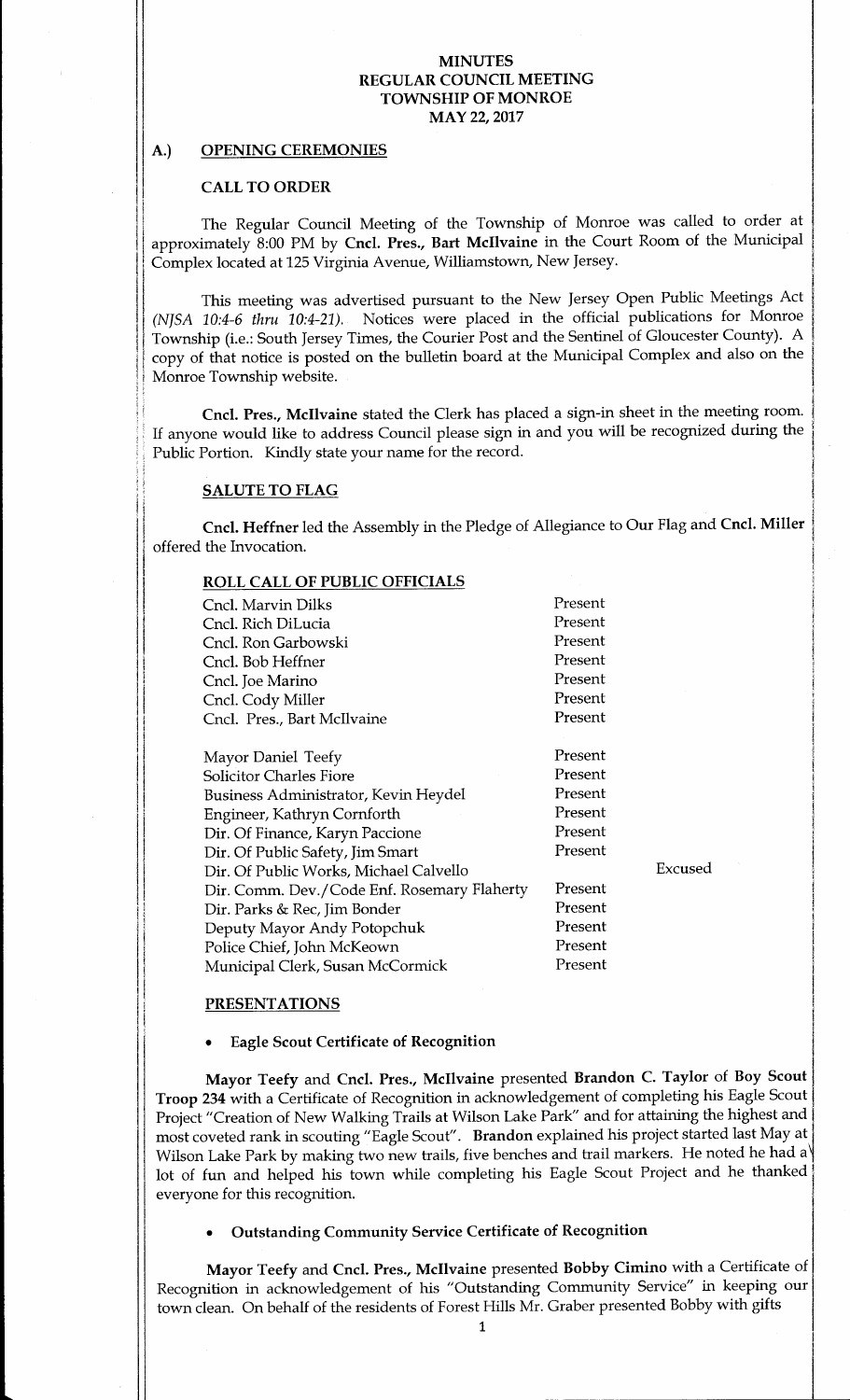# MINUTES
# REGULAR COUNCIL MEETING
# TOWNSHIP OF MONROE
# MAY 22, 2017

## A.) OPENING CEREMONIES

### CALL TO ORDER

The Regular Council Meeting of the Township of Monroe was called to order at approximately 8:00 PM by **Cncl. Pres., Bart McIlvaine** in the Court Room of the Municipal Complex located at 125 Virginia Avenue, Williamstown, New Jersey.

This meeting was advertised pursuant to the New Jersey Open Public Meetings Act *(NJSA 10:4-6 thru 10:4-21)*. Notices were placed in the official publications for Monroe Township (i.e.: South Jersey Times, the Courier Post and the Sentinel of Gloucester County). A copy of that notice is posted on the bulletin board at the Municipal Complex and also on the Monroe Township website.

**Cncl. Pres., McIlvaine** stated the Clerk has placed a sign-in sheet in the meeting room. If anyone would like to address Council please sign in and you will be recognized during the Public Portion. Kindly state your name for the record.

### SALUTE TO FLAG

**Cncl. Heffner** led the Assembly in the Pledge of Allegiance to Our Flag and **Cncl. Miller** offered the Invocation.

### ROLL CALL OF PUBLIC OFFICIALS

| | | |
|---|---|---|
| Cncl. Marvin Dilks | Present | |
| Cncl. Rich DiLucia | Present | |
| Cncl. Ron Garbowski | Present | |
| Cncl. Bob Heffner | Present | |
| Cncl. Joe Marino | Present | |
| Cncl. Cody Miller | Present | |
| Cncl. Pres., Bart McIlvaine | Present | |
| Mayor Daniel Teefy | Present | |
| Solicitor Charles Fiore | Present | |
| Business Administrator, Kevin Heydel | Present | |
| Engineer, Kathryn Cornforth | Present | |
| Dir. Of Finance, Karyn Paccione | Present | |
| Dir. Of Public Safety, Jim Smart | Present | |
| Dir. Of Public Works, Michael Calvello | | Excused |
| Dir. Comm. Dev./Code Enf. Rosemary Flaherty | Present | |
| Dir. Parks & Rec, Jim Bonder | Present | |
| Deputy Mayor Andy Potopchuk | Present | |
| Police Chief, John McKeown | Present | |
| Municipal Clerk, Susan McCormick | Present | |

### PRESENTATIONS

- **Eagle Scout Certificate of Recognition**

**Mayor Teefy** and **Cncl. Pres., McIlvaine** presented **Brandon C. Taylor** of **Boy Scout Troop 234** with a Certificate of Recognition in acknowledgement of completing his Eagle Scout Project "Creation of New Walking Trails at Wilson Lake Park" and for attaining the highest and most coveted rank in scouting "Eagle Scout". **Brandon** explained his project started last May at Wilson Lake Park by making two new trails, five benches and trail markers. He noted he had a lot of fun and helped his town while completing his Eagle Scout Project and he thanked everyone for this recognition.

- **Outstanding Community Service Certificate of Recognition**

**Mayor Teefy** and **Cncl. Pres., McIlvaine** presented **Bobby Cimino** with a Certificate of Recognition in acknowledgement of his "Outstanding Community Service" in keeping our town clean. On behalf of the residents of Forest Hills Mr. Graber presented Bobby with gifts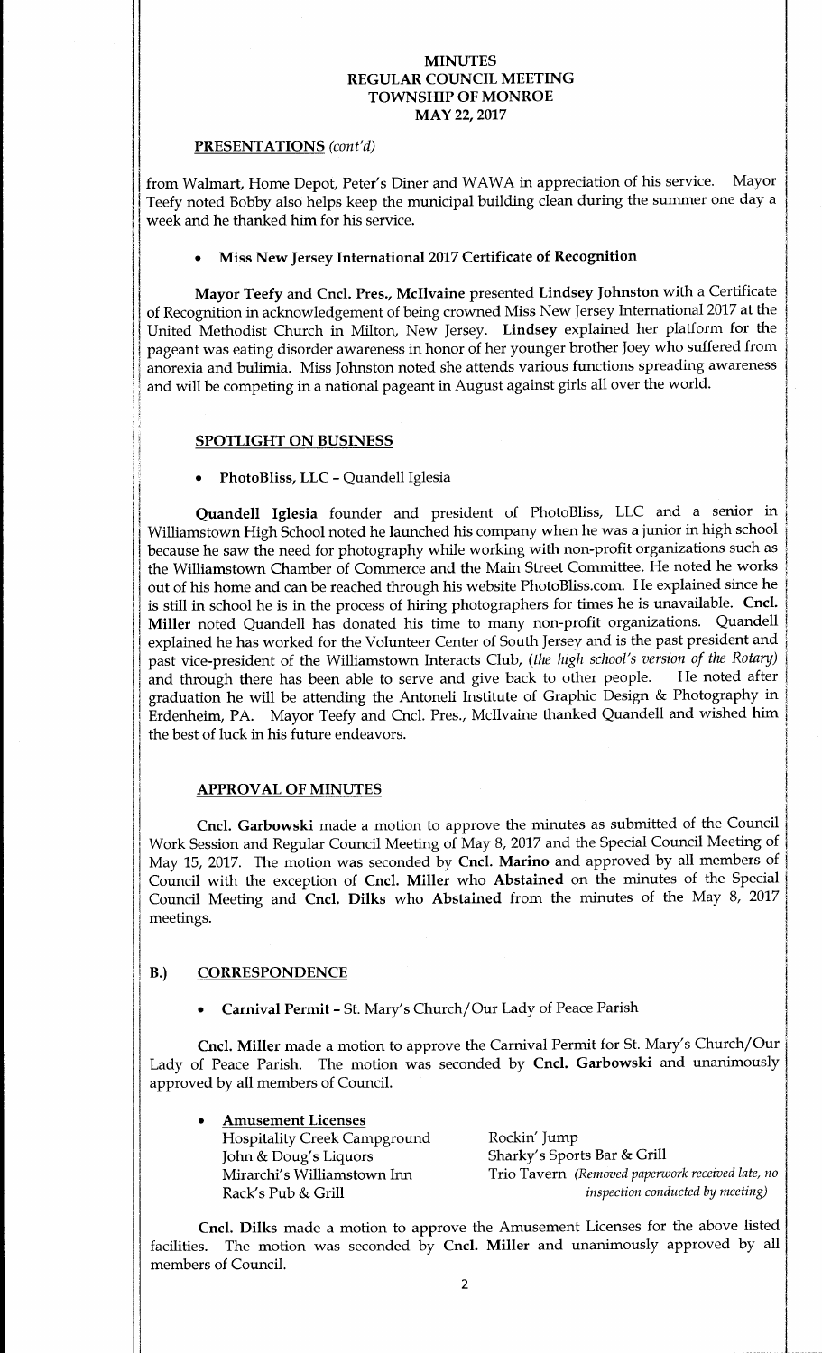### PRESENTATIONS *(cont'd)*

from Walmart, Home Depot, Peter's Diner and WAWA in appreciation of his service. Mayor Teefy noted Bobby also helps keep the municipal building clean during the summer one day a week and he thanked him for his service.

- **Miss New Jersey International 2017 Certificate of Recognition**

**Mayor Teefy** and **Cncl. Pres., McIlvaine** presented **Lindsey Johnston** with a Certificate of Recognition in acknowledgement of being crowned Miss New Jersey International 2017 at the United Methodist Church in Milton, New Jersey. **Lindsey** explained her platform for the pageant was eating disorder awareness in honor of her younger brother Joey who suffered from anorexia and bulimia. Miss Johnston noted she attends various functions spreading awareness and will be competing in a national pageant in August against girls all over the world.

### SPOTLIGHT ON BUSINESS

- **PhotoBliss, LLC** – Quandell Iglesia

**Quandell Iglesia** founder and president of PhotoBliss, LLC and a senior in Williamstown High School noted he launched his company when he was a junior in high school because he saw the need for photography while working with non-profit organizations such as the Williamstown Chamber of Commerce and the Main Street Committee. He noted he works out of his home and can be reached through his website PhotoBliss.com. He explained since he is still in school he is in the process of hiring photographers for times he is unavailable. **Cncl. Miller** noted Quandell has donated his time to many non-profit organizations. Quandell explained he has worked for the Volunteer Center of South Jersey and is the past president and past vice-president of the Williamstown Interacts Club, *(the high school's version of the Rotary)* and through there has been able to serve and give back to other people. He noted after graduation he will be attending the Antoneli Institute of Graphic Design & Photography in Erdenheim, PA. Mayor Teefy and Cncl. Pres., McIlvaine thanked Quandell and wished him the best of luck in his future endeavors.

### APPROVAL OF MINUTES

**Cncl. Garbowski** made a motion to approve the minutes as submitted of the Council Work Session and Regular Council Meeting of May 8, 2017 and the Special Council Meeting of May 15, 2017. The motion was seconded by **Cncl. Marino** and approved by all members of Council with the exception of **Cncl. Miller** who **Abstained** on the minutes of the Special Council Meeting and **Cncl. Dilks** who **Abstained** from the minutes of the May 8, 2017 meetings.

### B.) CORRESPONDENCE

- **Carnival Permit** – St. Mary's Church/Our Lady of Peace Parish

**Cncl. Miller** made a motion to approve the Carnival Permit for St. Mary's Church/Our Lady of Peace Parish. The motion was seconded by **Cncl. Garbowski** and unanimously approved by all members of Council.

- **Amusement Licenses**

| | |
|---|---|
| Hospitality Creek Campground | Rockin' Jump |
| John & Doug's Liquors | Sharky's Sports Bar & Grill |
| Mirarchi's Williamstown Inn | Trio Tavern *(Removed paperwork received late, no inspection conducted by meeting)* |
| Rack's Pub & Grill | |

**Cncl. Dilks** made a motion to approve the Amusement Licenses for the above listed facilities. The motion was seconded by **Cncl. Miller** and unanimously approved by all members of Council.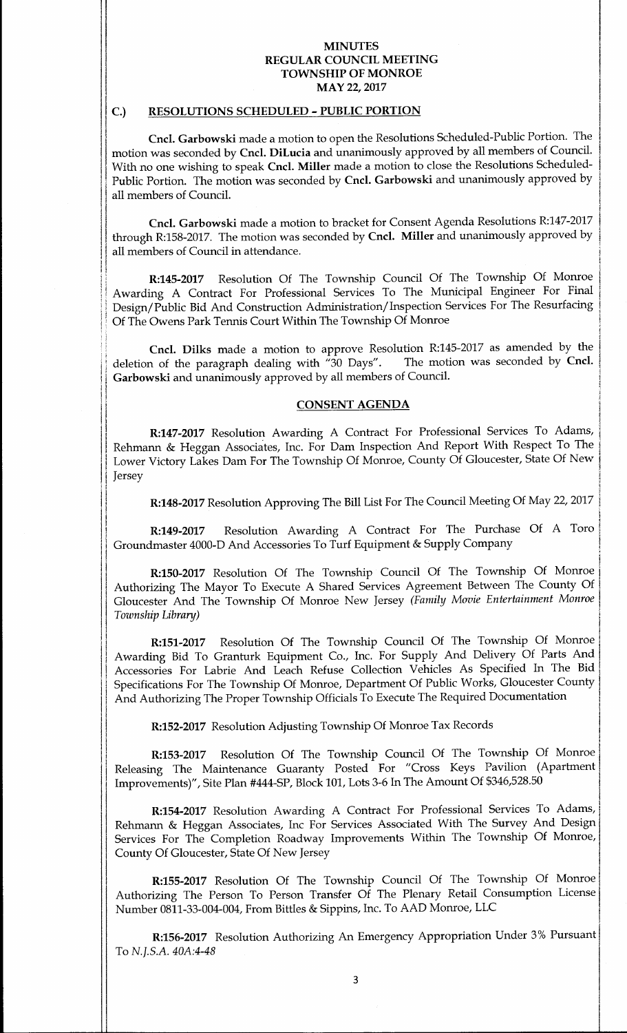# MINUTES
## REGULAR COUNCIL MEETING
## TOWNSHIP OF MONROE
## MAY 22, 2017

### C.) RESOLUTIONS SCHEDULED - PUBLIC PORTION

**Cncl. Garbowski** made a motion to open the Resolutions Scheduled-Public Portion. The motion was seconded by **Cncl. DiLucia** and unanimously approved by all members of Council. With no one wishing to speak **Cncl. Miller** made a motion to close the Resolutions Scheduled-Public Portion. The motion was seconded by **Cncl. Garbowski** and unanimously approved by all members of Council.

**Cncl. Garbowski** made a motion to bracket for Consent Agenda Resolutions R:147-2017 through R:158-2017. The motion was seconded by **Cncl. Miller** and unanimously approved by all members of Council in attendance.

**R:145-2017** Resolution Of The Township Council Of The Township Of Monroe Awarding A Contract For Professional Services To The Municipal Engineer For Final Design/Public Bid And Construction Administration/Inspection Services For The Resurfacing Of The Owens Park Tennis Court Within The Township Of Monroe

**Cncl. Dilks** made a motion to approve Resolution R:145-2017 as amended by the deletion of the paragraph dealing with "30 Days". The motion was seconded by **Cncl. Garbowski** and unanimously approved by all members of Council.

### CONSENT AGENDA

**R:147-2017** Resolution Awarding A Contract For Professional Services To Adams, Rehmann & Heggan Associates, Inc. For Dam Inspection And Report With Respect To The Lower Victory Lakes Dam For The Township Of Monroe, County Of Gloucester, State Of New Jersey

**R:148-2017** Resolution Approving The Bill List For The Council Meeting Of May 22, 2017

**R:149-2017** Resolution Awarding A Contract For The Purchase Of A Toro Groundmaster 4000-D And Accessories To Turf Equipment & Supply Company

**R:150-2017** Resolution Of The Township Council Of The Township Of Monroe Authorizing The Mayor To Execute A Shared Services Agreement Between The County Of Gloucester And The Township Of Monroe New Jersey *(Family Movie Entertainment Monroe Township Library)*

**R:151-2017** Resolution Of The Township Council Of The Township Of Monroe Awarding Bid To Granturk Equipment Co., Inc. For Supply And Delivery Of Parts And Accessories For Labrie And Leach Refuse Collection Vehicles As Specified In The Bid Specifications For The Township Of Monroe, Department Of Public Works, Gloucester County And Authorizing The Proper Township Officials To Execute The Required Documentation

**R:152-2017** Resolution Adjusting Township Of Monroe Tax Records

**R:153-2017** Resolution Of The Township Council Of The Township Of Monroe Releasing The Maintenance Guaranty Posted For "Cross Keys Pavilion (Apartment Improvements)", Site Plan #444-SP, Block 101, Lots 3-6 In The Amount Of $346,528.50

**R:154-2017** Resolution Awarding A Contract For Professional Services To Adams, Rehmann & Heggan Associates, Inc For Services Associated With The Survey And Design Services For The Completion Roadway Improvements Within The Township Of Monroe, County Of Gloucester, State Of New Jersey

**R:155-2017** Resolution Of The Township Council Of The Township Of Monroe Authorizing The Person To Person Transfer Of The Plenary Retail Consumption License Number 0811-33-004-004, From Bittles & Sippins, Inc. To AAD Monroe, LLC

**R:156-2017** Resolution Authorizing An Emergency Appropriation Under 3% Pursuant To *N.J.S.A. 40A:4-48*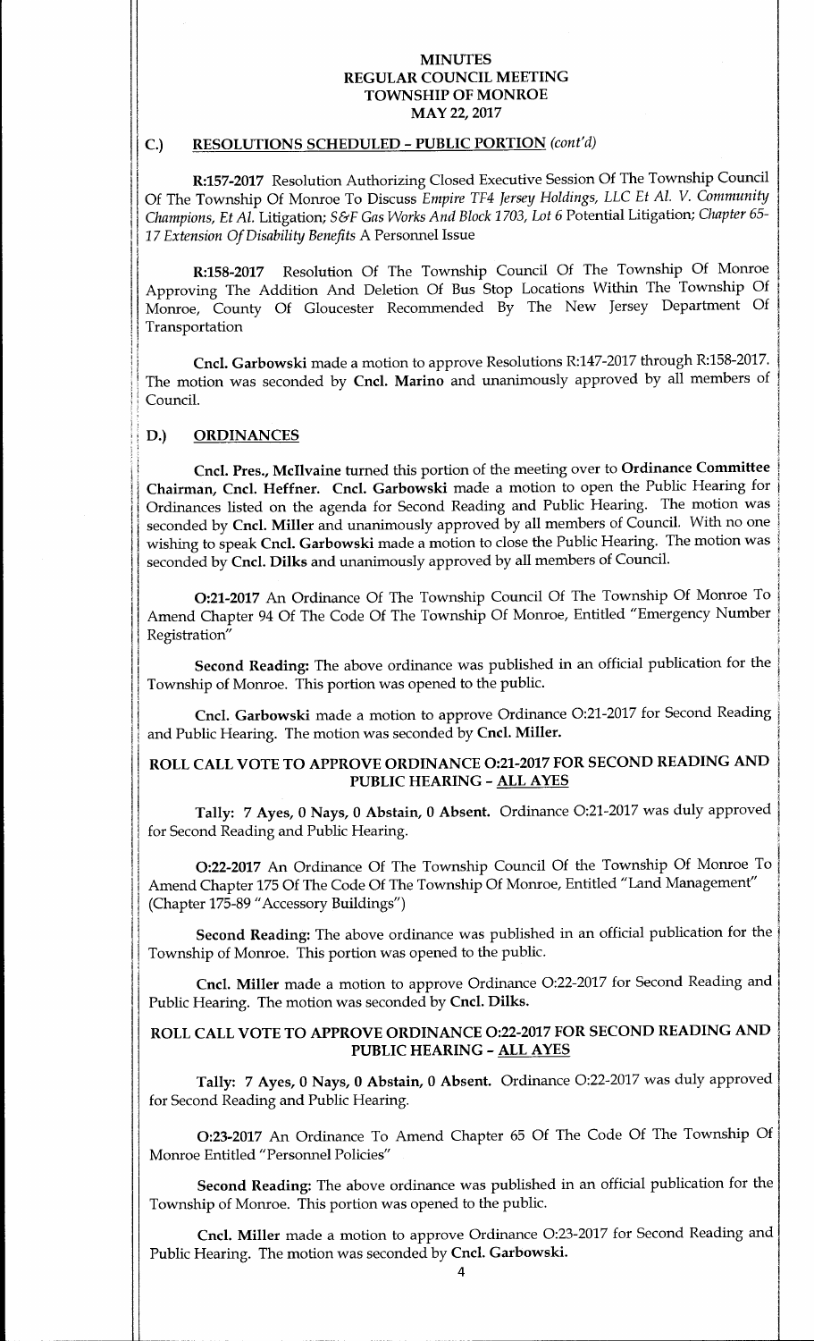# MINUTES
# REGULAR COUNCIL MEETING
# TOWNSHIP OF MONROE
# MAY 22, 2017

## C.) RESOLUTIONS SCHEDULED – PUBLIC PORTION *(cont'd)*

**R:157-2017** Resolution Authorizing Closed Executive Session Of The Township Council Of The Township Of Monroe To Discuss *Empire TF4 Jersey Holdings, LLC Et Al. V. Community Champions, Et Al.* Litigation; *S&F Gas Works And Block 1703, Lot 6* Potential Litigation; *Chapter 65-17 Extension Of Disability Benefits* A Personnel Issue

**R:158-2017** Resolution Of The Township Council Of The Township Of Monroe Approving The Addition And Deletion Of Bus Stop Locations Within The Township Of Monroe, County Of Gloucester Recommended By The New Jersey Department Of Transportation

**Cncl. Garbowski** made a motion to approve Resolutions R:147-2017 through R:158-2017. The motion was seconded by **Cncl. Marino** and unanimously approved by all members of Council.

## D.) ORDINANCES

**Cncl. Pres., McIlvaine** turned this portion of the meeting over to **Ordinance Committee Chairman, Cncl. Heffner. Cncl. Garbowski** made a motion to open the Public Hearing for Ordinances listed on the agenda for Second Reading and Public Hearing. The motion was seconded by **Cncl. Miller** and unanimously approved by all members of Council. With no one wishing to speak **Cncl. Garbowski** made a motion to close the Public Hearing. The motion was seconded by **Cncl. Dilks** and unanimously approved by all members of Council.

**O:21-2017** An Ordinance Of The Township Council Of The Township Of Monroe To Amend Chapter 94 Of The Code Of The Township Of Monroe, Entitled "Emergency Number Registration"

**Second Reading:** The above ordinance was published in an official publication for the Township of Monroe. This portion was opened to the public.

**Cncl. Garbowski** made a motion to approve Ordinance O:21-2017 for Second Reading and Public Hearing. The motion was seconded by **Cncl. Miller.**

### ROLL CALL VOTE TO APPROVE ORDINANCE O:21-2017 FOR SECOND READING AND PUBLIC HEARING – ALL AYES

**Tally: 7 Ayes, 0 Nays, 0 Abstain, 0 Absent.** Ordinance O:21-2017 was duly approved for Second Reading and Public Hearing.

**O:22-2017** An Ordinance Of The Township Council Of the Township Of Monroe To Amend Chapter 175 Of The Code Of The Township Of Monroe, Entitled "Land Management" (Chapter 175-89 "Accessory Buildings")

**Second Reading:** The above ordinance was published in an official publication for the Township of Monroe. This portion was opened to the public.

**Cncl. Miller** made a motion to approve Ordinance O:22-2017 for Second Reading and Public Hearing. The motion was seconded by **Cncl. Dilks.**

### ROLL CALL VOTE TO APPROVE ORDINANCE O:22-2017 FOR SECOND READING AND PUBLIC HEARING – ALL AYES

**Tally: 7 Ayes, 0 Nays, 0 Abstain, 0 Absent.** Ordinance O:22-2017 was duly approved for Second Reading and Public Hearing.

**O:23-2017** An Ordinance To Amend Chapter 65 Of The Code Of The Township Of Monroe Entitled "Personnel Policies"

**Second Reading:** The above ordinance was published in an official publication for the Township of Monroe. This portion was opened to the public.

**Cncl. Miller** made a motion to approve Ordinance O:23-2017 for Second Reading and Public Hearing. The motion was seconded by **Cncl. Garbowski.**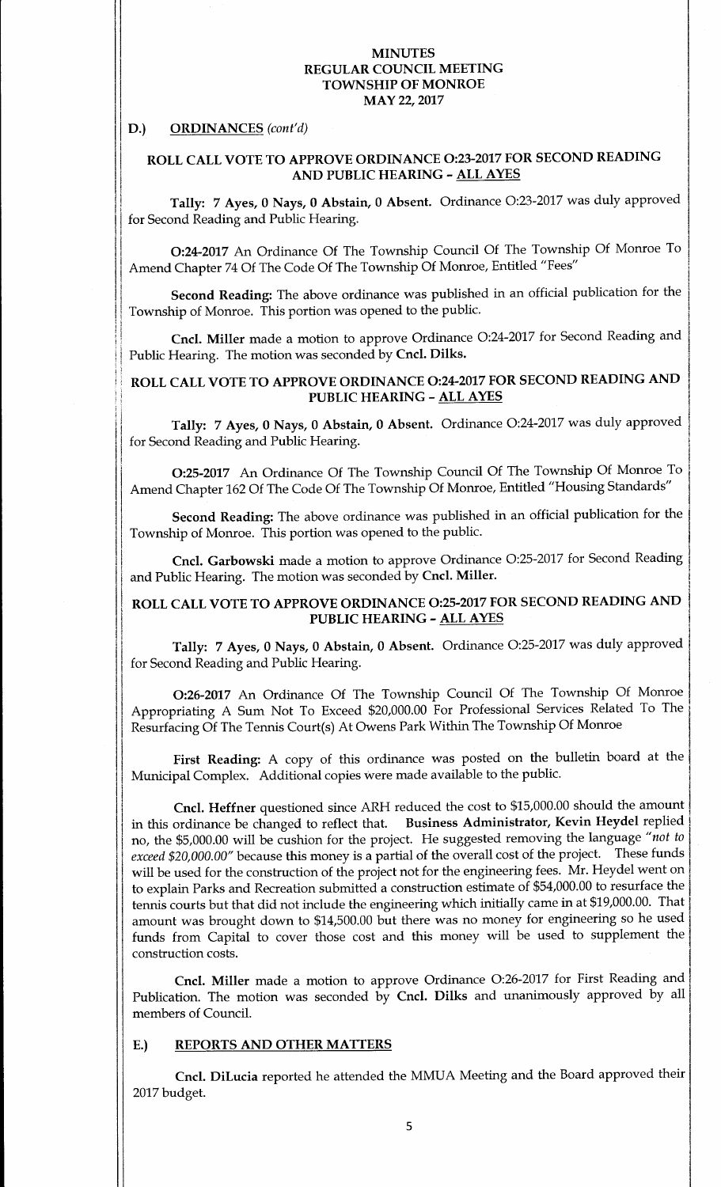# MINUTES
# REGULAR COUNCIL MEETING
# TOWNSHIP OF MONROE
# MAY 22, 2017

## D.) ORDINANCES *(cont'd)*

### ROLL CALL VOTE TO APPROVE ORDINANCE O:23-2017 FOR SECOND READING AND PUBLIC HEARING - ALL AYES

**Tally: 7 Ayes, 0 Nays, 0 Abstain, 0 Absent.** Ordinance O:23-2017 was duly approved for Second Reading and Public Hearing.

**O:24-2017** An Ordinance Of The Township Council Of The Township Of Monroe To Amend Chapter 74 Of The Code Of The Township Of Monroe, Entitled "Fees"

**Second Reading:** The above ordinance was published in an official publication for the Township of Monroe. This portion was opened to the public.

**Cncl. Miller** made a motion to approve Ordinance O:24-2017 for Second Reading and Public Hearing. The motion was seconded by **Cncl. Dilks.**

### ROLL CALL VOTE TO APPROVE ORDINANCE O:24-2017 FOR SECOND READING AND PUBLIC HEARING - ALL AYES

**Tally: 7 Ayes, 0 Nays, 0 Abstain, 0 Absent.** Ordinance O:24-2017 was duly approved for Second Reading and Public Hearing.

**O:25-2017** An Ordinance Of The Township Council Of The Township Of Monroe To Amend Chapter 162 Of The Code Of The Township Of Monroe, Entitled "Housing Standards"

**Second Reading:** The above ordinance was published in an official publication for the Township of Monroe. This portion was opened to the public.

**Cncl. Garbowski** made a motion to approve Ordinance O:25-2017 for Second Reading and Public Hearing. The motion was seconded by **Cncl. Miller.**

### ROLL CALL VOTE TO APPROVE ORDINANCE O:25-2017 FOR SECOND READING AND PUBLIC HEARING - ALL AYES

**Tally: 7 Ayes, 0 Nays, 0 Abstain, 0 Absent.** Ordinance O:25-2017 was duly approved for Second Reading and Public Hearing.

**O:26-2017** An Ordinance Of The Township Council Of The Township Of Monroe Appropriating A Sum Not To Exceed $20,000.00 For Professional Services Related To The Resurfacing Of The Tennis Court(s) At Owens Park Within The Township Of Monroe

**First Reading:** A copy of this ordinance was posted on the bulletin board at the Municipal Complex. Additional copies were made available to the public.

**Cncl. Heffner** questioned since ARH reduced the cost to $15,000.00 should the amount in this ordinance be changed to reflect that. **Business Administrator, Kevin Heydel** replied no, the $5,000.00 will be cushion for the project. He suggested removing the language *"not to exceed $20,000.00"* because this money is a partial of the overall cost of the project. These funds will be used for the construction of the project not for the engineering fees. Mr. Heydel went on to explain Parks and Recreation submitted a construction estimate of $54,000.00 to resurface the tennis courts but that did not include the engineering which initially came in at $19,000.00. That amount was brought down to $14,500.00 but there was no money for engineering so he used funds from Capital to cover those cost and this money will be used to supplement the construction costs.

**Cncl. Miller** made a motion to approve Ordinance O:26-2017 for First Reading and Publication. The motion was seconded by **Cncl. Dilks** and unanimously approved by all members of Council.

## E.) REPORTS AND OTHER MATTERS

**Cncl. DiLucia** reported he attended the MMUA Meeting and the Board approved their 2017 budget.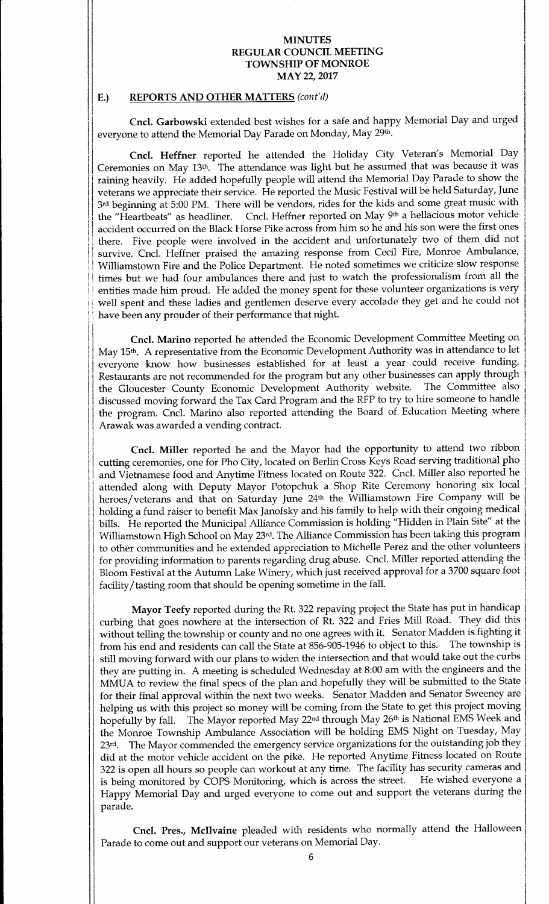# MINUTES
## REGULAR COUNCIL MEETING
## TOWNSHIP OF MONROE
## MAY 22, 2017

### E.) REPORTS AND OTHER MATTERS *(cont'd)*

**Cncl. Garbowski** extended best wishes for a safe and happy Memorial Day and urged everyone to attend the Memorial Day Parade on Monday, May 29th.

**Cncl. Heffner** reported he attended the Holiday City Veteran's Memorial Day Ceremonies on May 13th. The attendance was light but he assumed that was because it was raining heavily. He added hopefully people will attend the Memorial Day Parade to show the veterans we appreciate their service. He reported the Music Festival will be held Saturday, June 3rd beginning at 5:00 PM. There will be vendors, rides for the kids and some great music with the "Heartbeats" as headliner. Cncl. Heffner reported on May 9th a hellacious motor vehicle accident occurred on the Black Horse Pike across from him so he and his son were the first ones there. Five people were involved in the accident and unfortunately two of them did not survive. Cncl. Heffner praised the amazing response from Cecil Fire, Monroe Ambulance, Williamstown Fire and the Police Department. He noted sometimes we criticize slow response times but we had four ambulances there and just to watch the professionalism from all the entities made him proud. He added the money spent for these volunteer organizations is very well spent and these ladies and gentlemen deserve every accolade they get and he could not have been any prouder of their performance that night.

**Cncl. Marino** reported he attended the Economic Development Committee Meeting on May 15th. A representative from the Economic Development Authority was in attendance to let everyone know how businesses established for at least a year could receive funding. Restaurants are not recommended for the program but any other businesses can apply through the Gloucester County Economic Development Authority website. The Committee also discussed moving forward the Tax Card Program and the RFP to try to hire someone to handle the program. Cncl. Marino also reported attending the Board of Education Meeting where Arawak was awarded a vending contract.

**Cncl. Miller** reported he and the Mayor had the opportunity to attend two ribbon cutting ceremonies, one for Pho City, located on Berlin Cross Keys Road serving traditional pho and Vietnamese food and Anytime Fitness located on Route 322. Cncl. Miller also reported he attended along with Deputy Mayor Potopchuk a Shop Rite Ceremony honoring six local heroes/veterans and that on Saturday June 24th the Williamstown Fire Company will be holding a fund raiser to benefit Max Janofsky and his family to help with their ongoing medical bills. He reported the Municipal Alliance Commission is holding "Hidden in Plain Site" at the Williamstown High School on May 23rd. The Alliance Commission has been taking this program to other communities and he extended appreciation to Michelle Perez and the other volunteers for providing information to parents regarding drug abuse. Cncl. Miller reported attending the Bloom Festival at the Autumn Lake Winery, which just received approval for a 3700 square foot facility/tasting room that should be opening sometime in the fall.

**Mayor Teefy** reported during the Rt. 322 repaving project the State has put in handicap curbing that goes nowhere at the intersection of Rt. 322 and Fries Mill Road. They did this without telling the township or county and no one agrees with it. Senator Madden is fighting it from his end and residents can call the State at 856-905-1946 to object to this. The township is still moving forward with our plans to widen the intersection and that would take out the curbs they are putting in. A meeting is scheduled Wednesday at 8:00 am with the engineers and the MMUA to review the final specs of the plan and hopefully they will be submitted to the State for their final approval within the next two weeks. Senator Madden and Senator Sweeney are helping us with this project so money will be coming from the State to get this project moving hopefully by fall. The Mayor reported May 22nd through May 26th is National EMS Week and the Monroe Township Ambulance Association will be holding EMS Night on Tuesday, May 23rd. The Mayor commended the emergency service organizations for the outstanding job they did at the motor vehicle accident on the pike. He reported Anytime Fitness located on Route 322 is open all hours so people can workout at any time. The facility has security cameras and is being monitored by COPS Monitoring, which is across the street. He wished everyone a Happy Memorial Day and urged everyone to come out and support the veterans during the parade.

**Cncl. Pres., McIlvaine** pleaded with residents who normally attend the Halloween Parade to come out and support our veterans on Memorial Day.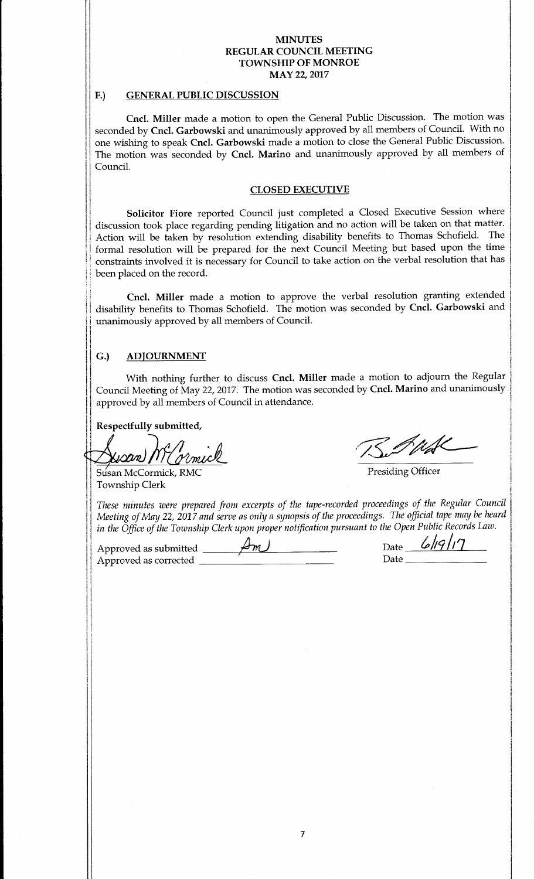# MINUTES
# REGULAR COUNCIL MEETING
# TOWNSHIP OF MONROE
# MAY 22, 2017

## F.) GENERAL PUBLIC DISCUSSION

**Cncl. Miller** made a motion to open the General Public Discussion. The motion was seconded by **Cncl. Garbowski** and unanimously approved by all members of Council. With no one wishing to speak **Cncl. Garbowski** made a motion to close the General Public Discussion. The motion was seconded by **Cncl. Marino** and unanimously approved by all members of Council.

### CLOSED EXECUTIVE

**Solicitor Fiore** reported Council just completed a Closed Executive Session where discussion took place regarding pending litigation and no action will be taken on that matter. Action will be taken by resolution extending disability benefits to Thomas Schofield. The formal resolution will be prepared for the next Council Meeting but based upon the time constraints involved it is necessary for Council to take action on the verbal resolution that has been placed on the record.

**Cncl. Miller** made a motion to approve the verbal resolution granting extended disability benefits to Thomas Schofield. The motion was seconded by **Cncl. Garbowski** and unanimously approved by all members of Council.

## G.) ADJOURNMENT

With nothing further to discuss **Cncl. Miller** made a motion to adjourn the Regular Council Meeting of May 22, 2017. The motion was seconded by **Cncl. Marino** and unanimously approved by all members of Council in attendance.

**Respectfully submitted,**

Susan McCormick, RMC
Township Clerk

Presiding Officer

*These minutes were prepared from excerpts of the tape-recorded proceedings of the Regular Council Meeting of May 22, 2017 and serve as only a synopsis of the proceedings. The official tape may be heard in the Office of the Township Clerk upon proper notification pursuant to the Open Public Records Law.*

Approved as submitted AmJ Date 6/19/17
Approved as corrected ______ Date ______